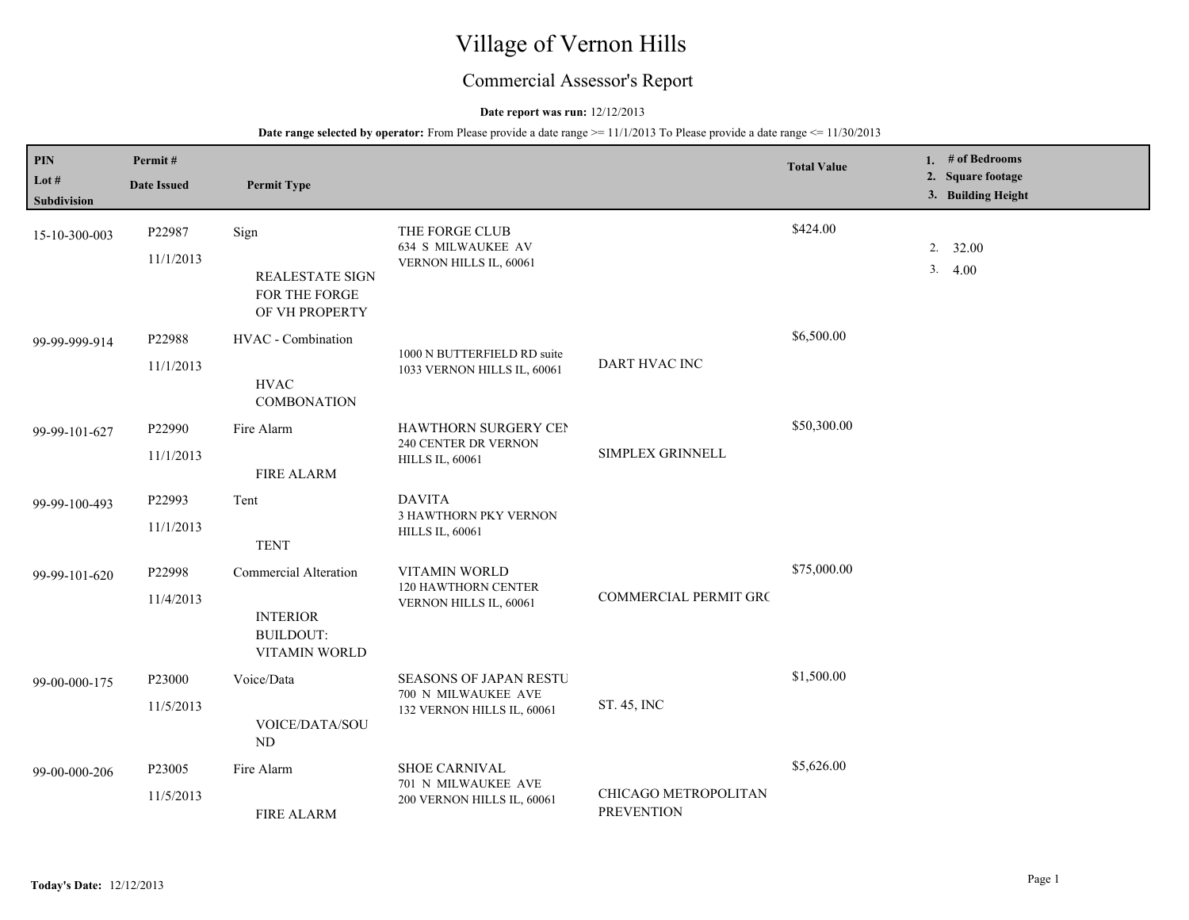# Village of Vernon Hills

## Commercial Assessor's Report

**Date report was run:** 12/12/2013

**Date range selected by operator:** From Please provide a date range >= 11/1/2013 To Please provide a date range <= 11/30/2013

| PIN<br>Lot #<br>Subdivision | Permit #<br>Date Issued | Permit Type | | | Total Value | 1. # of Bedrooms<br>2. Square footage<br>3. Building Height |
|---|---|---|---|---|---|---|
| 15-10-300-003 | P22987<br>11/1/2013 | Sign<br><br>REALESTATE SIGN FOR THE FORGE OF VH PROPERTY | THE FORGE CLUB<br>634 S MILWAUKEE AV<br>VERNON HILLS IL, 60061 | | $424.00 | 2. 32.00<br>3. 4.00 |
| 99-99-999-914 | P22988<br>11/1/2013 | HVAC - Combination<br><br>HVAC COMBONATION | 1000 N BUTTERFIELD RD suite 1033 VERNON HILLS IL, 60061 | DART HVAC INC | $6,500.00 | |
| 99-99-101-627 | P22990<br>11/1/2013 | Fire Alarm<br><br>FIRE ALARM | HAWTHORN SURGERY CEN<br>240 CENTER DR VERNON HILLS IL, 60061 | SIMPLEX GRINNELL | $50,300.00 | |
| 99-99-100-493 | P22993<br>11/1/2013 | Tent<br><br>TENT | DAVITA<br>3 HAWTHORN PKY VERNON HILLS IL, 60061 | | | |
| 99-99-101-620 | P22998<br>11/4/2013 | Commercial Alteration<br><br>INTERIOR BUILDOUT: VITAMIN WORLD | VITAMIN WORLD<br>120 HAWTHORN CENTER<br>VERNON HILLS IL, 60061 | COMMERCIAL PERMIT GRC | $75,000.00 | |
| 99-00-000-175 | P23000<br>11/5/2013 | Voice/Data<br><br>VOICE/DATA/SOUND | SEASONS OF JAPAN RESTU<br>700 N MILWAUKEE AVE<br>132 VERNON HILLS IL, 60061 | ST. 45, INC | $1,500.00 | |
| 99-00-000-206 | P23005<br>11/5/2013 | Fire Alarm<br><br>FIRE ALARM | SHOE CARNIVAL<br>701 N MILWAUKEE AVE<br>200 VERNON HILLS IL, 60061 | CHICAGO METROPOLITAN PREVENTION | $5,626.00 | |

**Today's Date:** 12/12/2013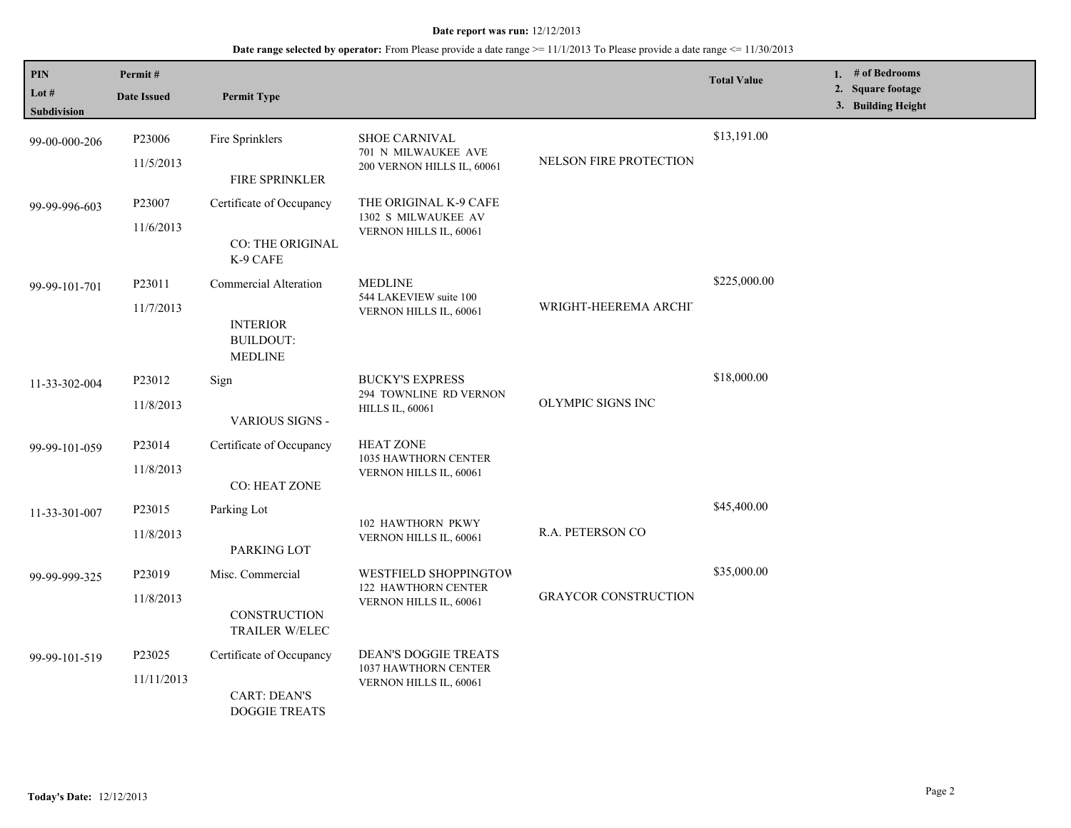**Date report was run:** 12/12/2013

**Date range selected by operator:** From Please provide a date range >= 11/1/2013 To Please provide a date range <= 11/30/2013

| PIN / Lot # / Subdivision | Permit # / Date Issued | Permit Type | | | Total Value | 1. # of Bedrooms 2. Square footage 3. Building Height |
|---|---|---|---|---|---|---|
| 99-00-000-206 | P23006 11/5/2013 | Fire Sprinklers FIRE SPRINKLER | SHOE CARNIVAL 701 N MILWAUKEE AVE 200 VERNON HILLS IL, 60061 | NELSON FIRE PROTECTION | $13,191.00 | |
| 99-99-996-603 | P23007 11/6/2013 | Certificate of Occupancy CO: THE ORIGINAL K-9 CAFE | THE ORIGINAL K-9 CAFE 1302 S MILWAUKEE AV VERNON HILLS IL, 60061 | | | |
| 99-99-101-701 | P23011 11/7/2013 | Commercial Alteration INTERIOR BUILDOUT: MEDLINE | MEDLINE 544 LAKEVIEW suite 100 VERNON HILLS IL, 60061 | WRIGHT-HEEREMA ARCHI | $225,000.00 | |
| 11-33-302-004 | P23012 11/8/2013 | Sign VARIOUS SIGNS - | BUCKY'S EXPRESS 294 TOWNLINE RD VERNON HILLS IL, 60061 | OLYMPIC SIGNS INC | $18,000.00 | |
| 99-99-101-059 | P23014 11/8/2013 | Certificate of Occupancy CO: HEAT ZONE | HEAT ZONE 1035 HAWTHORN CENTER VERNON HILLS IL, 60061 | | | |
| 11-33-301-007 | P23015 11/8/2013 | Parking Lot PARKING LOT | 102 HAWTHORN PKWY VERNON HILLS IL, 60061 | R.A. PETERSON CO | $45,400.00 | |
| 99-99-999-325 | P23019 11/8/2013 | Misc. Commercial CONSTRUCTION TRAILER W/ELEC | WESTFIELD SHOPPINGTOW 122 HAWTHORN CENTER VERNON HILLS IL, 60061 | GRAYCOR CONSTRUCTION | $35,000.00 | |
| 99-99-101-519 | P23025 11/11/2013 | Certificate of Occupancy CART: DEAN'S DOGGIE TREATS | DEAN'S DOGGIE TREATS 1037 HAWTHORN CENTER VERNON HILLS IL, 60061 | | | |

**Today's Date:** 12/12/2013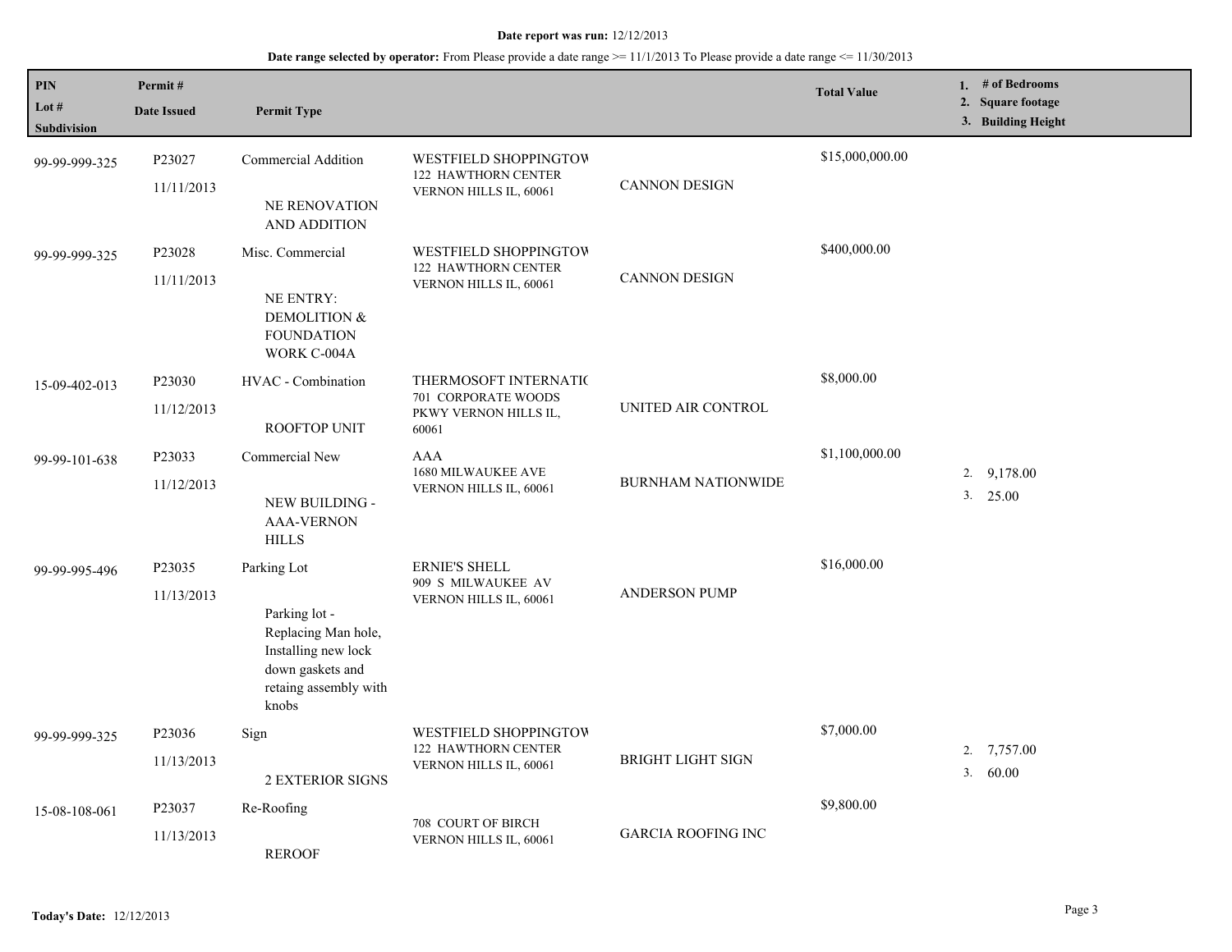**Date report was run:** 12/12/2013

**Date range selected by operator:** From Please provide a date range >= 11/1/2013 To Please provide a date range <= 11/30/2013

| PIN / Lot # / Subdivision | Permit # / Date Issued | Permit Type | | | Total Value | 1. # of Bedrooms 2. Square footage 3. Building Height |
|---|---|---|---|---|---|---|
| 99-99-999-325 | P23027 11/11/2013 | Commercial Addition NE RENOVATION AND ADDITION | WESTFIELD SHOPPINGTOW 122 HAWTHORN CENTER VERNON HILLS IL, 60061 | CANNON DESIGN | $15,000,000.00 | |
| 99-99-999-325 | P23028 11/11/2013 | Misc. Commercial NE ENTRY: DEMOLITION & FOUNDATION WORK C-004A | WESTFIELD SHOPPINGTOW 122 HAWTHORN CENTER VERNON HILLS IL, 60061 | CANNON DESIGN | $400,000.00 | |
| 15-09-402-013 | P23030 11/12/2013 | HVAC - Combination ROOFTOP UNIT | THERMOSOFT INTERNATIC 701 CORPORATE WOODS PKWY VERNON HILLS IL, 60061 | UNITED AIR CONTROL | $8,000.00 | |
| 99-99-101-638 | P23033 11/12/2013 | Commercial New NEW BUILDING - AAA-VERNON HILLS | AAA 1680 MILWAUKEE AVE VERNON HILLS IL, 60061 | BURNHAM NATIONWIDE | $1,100,000.00 | 2. 9,178.00 3. 25.00 |
| 99-99-995-496 | P23035 11/13/2013 | Parking Lot Parking lot - Replacing Man hole, Installing new lock down gaskets and retaing assembly with knobs | ERNIE'S SHELL 909 S MILWAUKEE AV VERNON HILLS IL, 60061 | ANDERSON PUMP | $16,000.00 | |
| 99-99-999-325 | P23036 11/13/2013 | Sign 2 EXTERIOR SIGNS | WESTFIELD SHOPPINGTOW 122 HAWTHORN CENTER VERNON HILLS IL, 60061 | BRIGHT LIGHT SIGN | $7,000.00 | 2. 7,757.00 3. 60.00 |
| 15-08-108-061 | P23037 11/13/2013 | Re-Roofing REROOF | 708 COURT OF BIRCH VERNON HILLS IL, 60061 | GARCIA ROOFING INC | $9,800.00 | |

**Today's Date:** 12/12/2013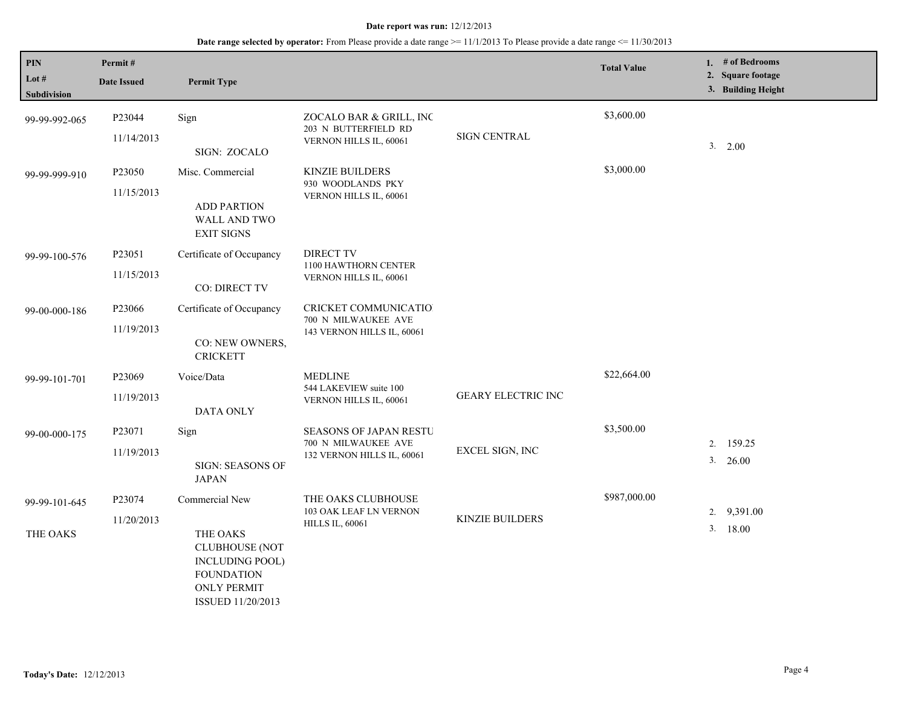**Date report was run:** 12/12/2013

**Date range selected by operator:** From Please provide a date range >= 11/1/2013 To Please provide a date range <= 11/30/2013

| PIN / Lot # / Subdivision | Permit # / Date Issued | Permit Type | | | Total Value | 1. # of Bedrooms 2. Square footage 3. Building Height |
|---|---|---|---|---|---|---|
| 99-99-992-065 | P23044 11/14/2013 | Sign SIGN: ZOCALO | ZOCALO BAR & GRILL, INC 203 N BUTTERFIELD RD VERNON HILLS IL, 60061 | SIGN CENTRAL | $3,600.00 | 3. 2.00 |
| 99-99-999-910 | P23050 11/15/2013 | Misc. Commercial ADD PARTION WALL AND TWO EXIT SIGNS | KINZIE BUILDERS 930 WOODLANDS PKY VERNON HILLS IL, 60061 | | $3,000.00 | |
| 99-99-100-576 | P23051 11/15/2013 | Certificate of Occupancy CO: DIRECT TV | DIRECT TV 1100 HAWTHORN CENTER VERNON HILLS IL, 60061 | | | |
| 99-00-000-186 | P23066 11/19/2013 | Certificate of Occupancy CO: NEW OWNERS, CRICKETT | CRICKET COMMUNICATIO 700 N MILWAUKEE AVE 143 VERNON HILLS IL, 60061 | | | |
| 99-99-101-701 | P23069 11/19/2013 | Voice/Data DATA ONLY | MEDLINE 544 LAKEVIEW suite 100 VERNON HILLS IL, 60061 | GEARY ELECTRIC INC | $22,664.00 | |
| 99-00-000-175 | P23071 11/19/2013 | Sign SIGN: SEASONS OF JAPAN | SEASONS OF JAPAN RESTU 700 N MILWAUKEE AVE 132 VERNON HILLS IL, 60061 | EXCEL SIGN, INC | $3,500.00 | 2. 159.25 3. 26.00 |
| 99-99-101-645 THE OAKS | P23074 11/20/2013 | Commercial New THE OAKS CLUBHOUSE (NOT INCLUDING POOL) FOUNDATION ONLY PERMIT ISSUED 11/20/2013 | THE OAKS CLUBHOUSE 103 OAK LEAF LN VERNON HILLS IL, 60061 | KINZIE BUILDERS | $987,000.00 | 2. 9,391.00 3. 18.00 |

**Today's Date:** 12/12/2013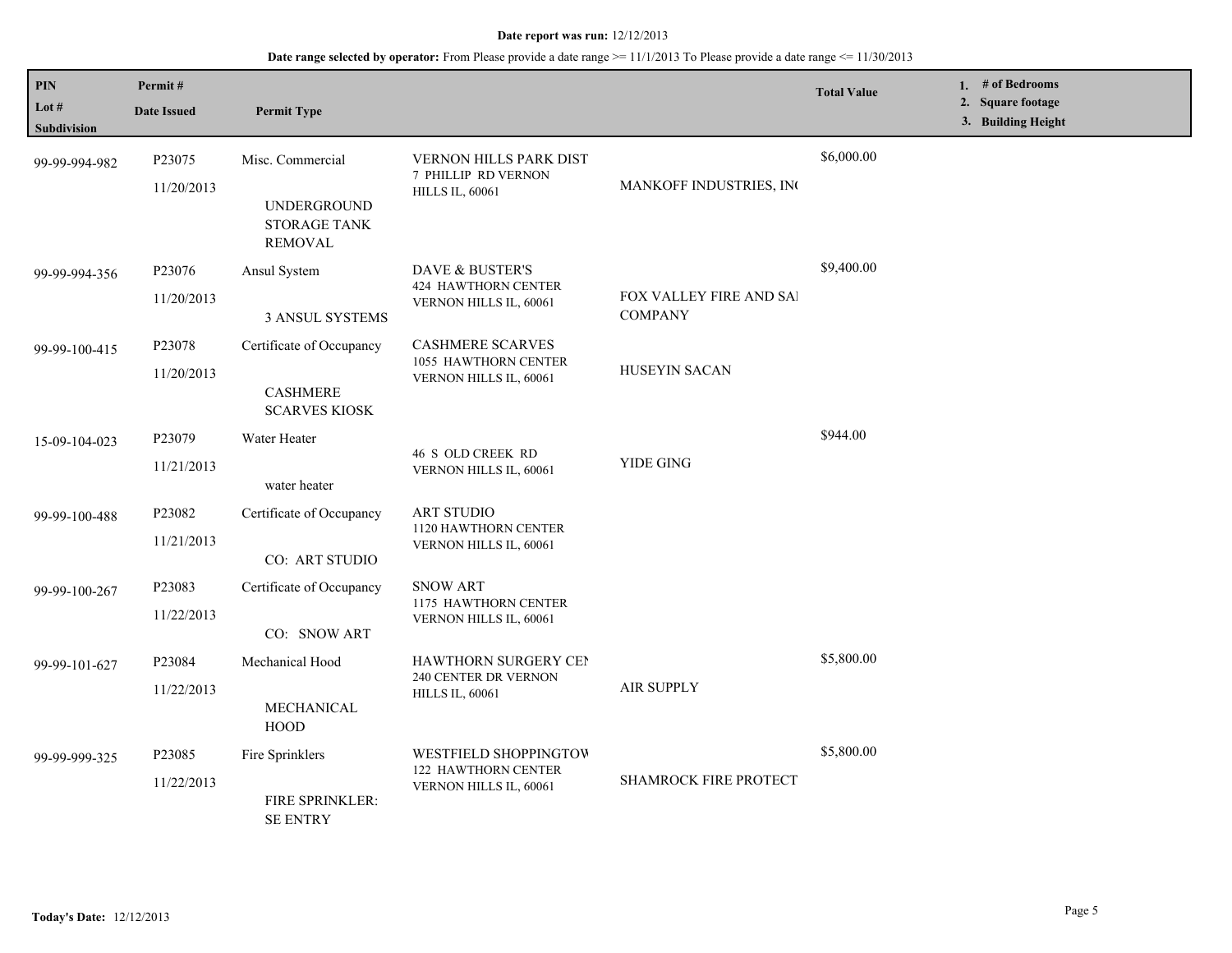**Date report was run:** 12/12/2013

**Date range selected by operator:** From Please provide a date range >= 11/1/2013 To Please provide a date range <= 11/30/2013

| PIN<br>Lot #<br>Subdivision | Permit #<br>Date Issued | Permit Type | | | Total Value | 1. # of Bedrooms<br>2. Square footage<br>3. Building Height |
|---|---|---|---|---|---|---|
| 99-99-994-982 | P23075<br>11/20/2013 | Misc. Commercial<br><br>UNDERGROUND STORAGE TANK REMOVAL | VERNON HILLS PARK DIST<br>7 PHILLIP RD VERNON HILLS IL, 60061 | MANKOFF INDUSTRIES, IN( | $6,000.00 | |
| 99-99-994-356 | P23076<br>11/20/2013 | Ansul System<br><br>3 ANSUL SYSTEMS | DAVE & BUSTER'S<br>424 HAWTHORN CENTER VERNON HILLS IL, 60061 | FOX VALLEY FIRE AND SAl COMPANY | $9,400.00 | |
| 99-99-100-415 | P23078<br>11/20/2013 | Certificate of Occupancy<br><br>CASHMERE SCARVES KIOSK | CASHMERE SCARVES<br>1055 HAWTHORN CENTER VERNON HILLS IL, 60061 | HUSEYIN SACAN | | |
| 15-09-104-023 | P23079<br>11/21/2013 | Water Heater<br><br>water heater | 46 S OLD CREEK RD VERNON HILLS IL, 60061 | YIDE GING | $944.00 | |
| 99-99-100-488 | P23082<br>11/21/2013 | Certificate of Occupancy<br><br>CO: ART STUDIO | ART STUDIO<br>1120 HAWTHORN CENTER VERNON HILLS IL, 60061 | | | |
| 99-99-100-267 | P23083<br>11/22/2013 | Certificate of Occupancy<br><br>CO: SNOW ART | SNOW ART<br>1175 HAWTHORN CENTER VERNON HILLS IL, 60061 | | | |
| 99-99-101-627 | P23084<br>11/22/2013 | Mechanical Hood<br><br>MECHANICAL HOOD | HAWTHORN SURGERY CEI<br>240 CENTER DR VERNON HILLS IL, 60061 | AIR SUPPLY | $5,800.00 | |
| 99-99-999-325 | P23085<br>11/22/2013 | Fire Sprinklers<br><br>FIRE SPRINKLER: SE ENTRY | WESTFIELD SHOPPINGTOW<br>122 HAWTHORN CENTER VERNON HILLS IL, 60061 | SHAMROCK FIRE PROTECT | $5,800.00 | |

**Today's Date:** 12/12/2013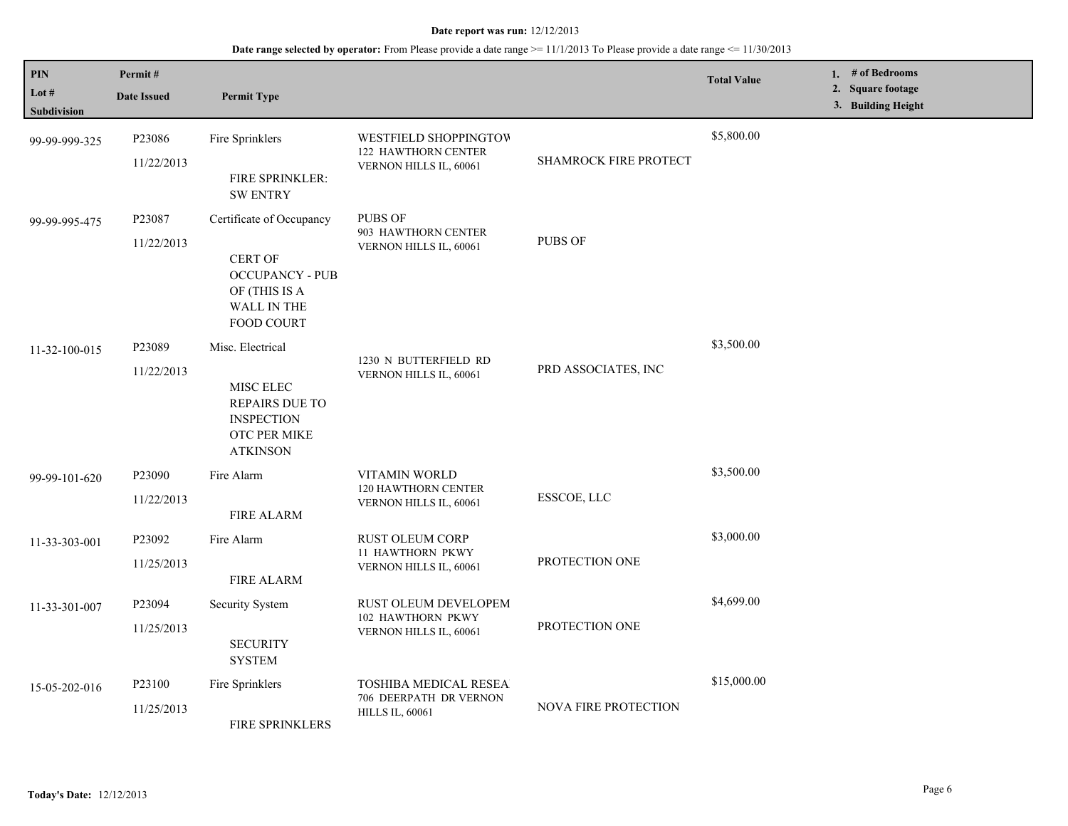**Date report was run:** 12/12/2013

**Date range selected by operator:** From Please provide a date range >= 11/1/2013 To Please provide a date range <= 11/30/2013

| PIN<br>Lot #<br>Subdivision | Permit #<br>Date Issued | Permit Type | | | Total Value | 1. # of Bedrooms<br>2. Square footage<br>3. Building Height |
|---|---|---|---|---|---|---|
| 99-99-999-325 | P23086<br>11/22/2013 | Fire Sprinklers<br><br>FIRE SPRINKLER: SW ENTRY | WESTFIELD SHOPPINGTOW<br>122 HAWTHORN CENTER<br>VERNON HILLS IL, 60061 | SHAMROCK FIRE PROTECT | $5,800.00 | |
| 99-99-995-475 | P23087<br>11/22/2013 | Certificate of Occupancy<br><br>CERT OF OCCUPANCY - PUB OF (THIS IS A WALL IN THE FOOD COURT | PUBS OF<br>903 HAWTHORN CENTER<br>VERNON HILLS IL, 60061 | PUBS OF | | |
| 11-32-100-015 | P23089<br>11/22/2013 | Misc. Electrical<br><br>MISC ELEC REPAIRS DUE TO INSPECTION OTC PER MIKE ATKINSON | 1230 N BUTTERFIELD RD<br>VERNON HILLS IL, 60061 | PRD ASSOCIATES, INC | $3,500.00 | |
| 99-99-101-620 | P23090<br>11/22/2013 | Fire Alarm<br><br>FIRE ALARM | VITAMIN WORLD<br>120 HAWTHORN CENTER<br>VERNON HILLS IL, 60061 | ESSCOE, LLC | $3,500.00 | |
| 11-33-303-001 | P23092<br>11/25/2013 | Fire Alarm<br><br>FIRE ALARM | RUST OLEUM CORP<br>11 HAWTHORN PKWY<br>VERNON HILLS IL, 60061 | PROTECTION ONE | $3,000.00 | |
| 11-33-301-007 | P23094<br>11/25/2013 | Security System<br><br>SECURITY SYSTEM | RUST OLEUM DEVELOPEM<br>102 HAWTHORN PKWY<br>VERNON HILLS IL, 60061 | PROTECTION ONE | $4,699.00 | |
| 15-05-202-016 | P23100<br>11/25/2013 | Fire Sprinklers<br><br>FIRE SPRINKLERS | TOSHIBA MEDICAL RESEA<br>706 DEERPATH DR VERNON HILLS IL, 60061 | NOVA FIRE PROTECTION | $15,000.00 | |

**Today's Date:** 12/12/2013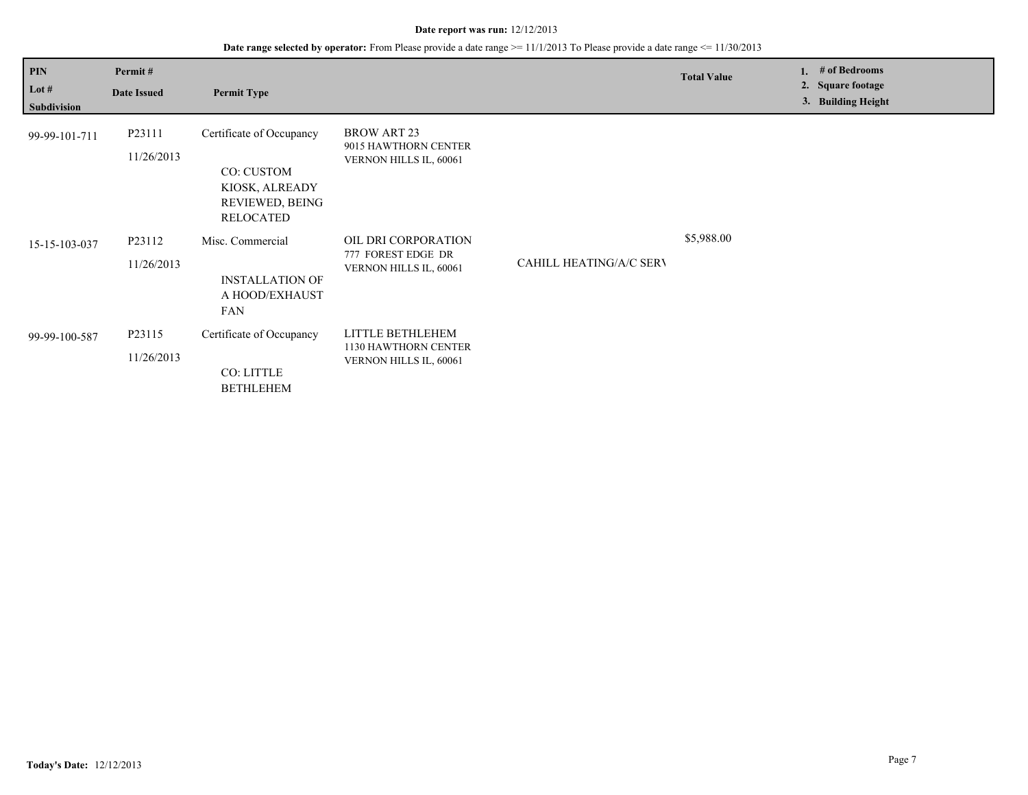**Date report was run:** 12/12/2013

**Date range selected by operator:** From Please provide a date range >= 11/1/2013 To Please provide a date range <= 11/30/2013

| PIN / Lot # / Subdivision | Permit # / Date Issued | Permit Type | | | Total Value | 1. # of Bedrooms 2. Square footage 3. Building Height |
|---|---|---|---|---|---|---|
| 99-99-101-711 | P23111 11/26/2013 | Certificate of Occupancy CO: CUSTOM KIOSK, ALREADY REVIEWED, BEING RELOCATED | BROW ART 23 9015 HAWTHORN CENTER VERNON HILLS IL, 60061 | | | |
| 15-15-103-037 | P23112 11/26/2013 | Misc. Commercial INSTALLATION OF A HOOD/EXHAUST FAN | OIL DRI CORPORATION 777 FOREST EDGE DR VERNON HILLS IL, 60061 | CAHILL HEATING/A/C SERV | $5,988.00 | |
| 99-99-100-587 | P23115 11/26/2013 | Certificate of Occupancy CO: LITTLE BETHLEHEM | LITTLE BETHLEHEM 1130 HAWTHORN CENTER VERNON HILLS IL, 60061 | | | |

**Today's Date:** 12/12/2013